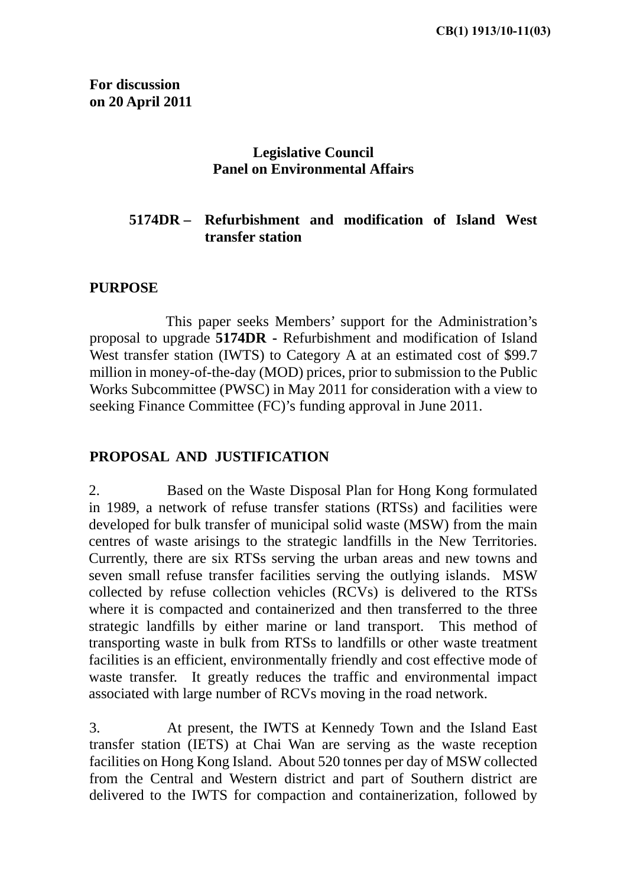CB(1) 1913/10-11(03)

**For discussion**
**on 20 April 2011**

**Legislative Council**
**Panel on Environmental Affairs**

**5174DR – Refurbishment and modification of Island West transfer station**

## PURPOSE

This paper seeks Members' support for the Administration's proposal to upgrade **5174DR** - Refurbishment and modification of Island West transfer station (IWTS) to Category A at an estimated cost of $99.7 million in money-of-the-day (MOD) prices, prior to submission to the Public Works Subcommittee (PWSC) in May 2011 for consideration with a view to seeking Finance Committee (FC)'s funding approval in June 2011.

## PROPOSAL AND JUSTIFICATION

2. Based on the Waste Disposal Plan for Hong Kong formulated in 1989, a network of refuse transfer stations (RTSs) and facilities were developed for bulk transfer of municipal solid waste (MSW) from the main centres of waste arisings to the strategic landfills in the New Territories. Currently, there are six RTSs serving the urban areas and new towns and seven small refuse transfer facilities serving the outlying islands. MSW collected by refuse collection vehicles (RCVs) is delivered to the RTSs where it is compacted and containerized and then transferred to the three strategic landfills by either marine or land transport. This method of transporting waste in bulk from RTSs to landfills or other waste treatment facilities is an efficient, environmentally friendly and cost effective mode of waste transfer. It greatly reduces the traffic and environmental impact associated with large number of RCVs moving in the road network.

3. At present, the IWTS at Kennedy Town and the Island East transfer station (IETS) at Chai Wan are serving as the waste reception facilities on Hong Kong Island. About 520 tonnes per day of MSW collected from the Central and Western district and part of Southern district are delivered to the IWTS for compaction and containerization, followed by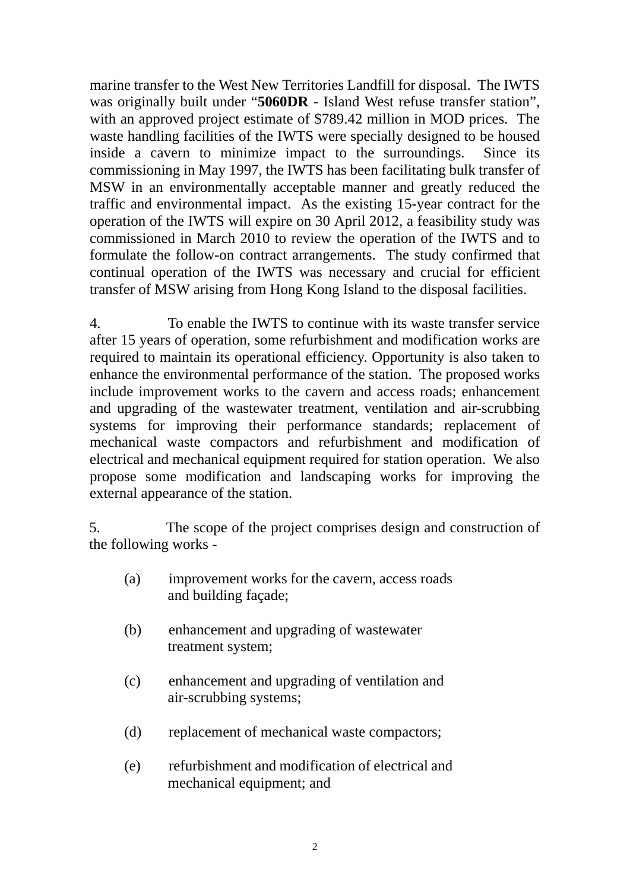marine transfer to the West New Territories Landfill for disposal. The IWTS was originally built under "**5060DR** - Island West refuse transfer station", with an approved project estimate of $789.42 million in MOD prices. The waste handling facilities of the IWTS were specially designed to be housed inside a cavern to minimize impact to the surroundings. Since its commissioning in May 1997, the IWTS has been facilitating bulk transfer of MSW in an environmentally acceptable manner and greatly reduced the traffic and environmental impact. As the existing 15-year contract for the operation of the IWTS will expire on 30 April 2012, a feasibility study was commissioned in March 2010 to review the operation of the IWTS and to formulate the follow-on contract arrangements. The study confirmed that continual operation of the IWTS was necessary and crucial for efficient transfer of MSW arising from Hong Kong Island to the disposal facilities.

4. To enable the IWTS to continue with its waste transfer service after 15 years of operation, some refurbishment and modification works are required to maintain its operational efficiency. Opportunity is also taken to enhance the environmental performance of the station. The proposed works include improvement works to the cavern and access roads; enhancement and upgrading of the wastewater treatment, ventilation and air-scrubbing systems for improving their performance standards; replacement of mechanical waste compactors and refurbishment and modification of electrical and mechanical equipment required for station operation. We also propose some modification and landscaping works for improving the external appearance of the station.

5. The scope of the project comprises design and construction of the following works -

(a) improvement works for the cavern, access roads and building façade;

(b) enhancement and upgrading of wastewater treatment system;

(c) enhancement and upgrading of ventilation and air-scrubbing systems;

(d) replacement of mechanical waste compactors;

(e) refurbishment and modification of electrical and mechanical equipment; and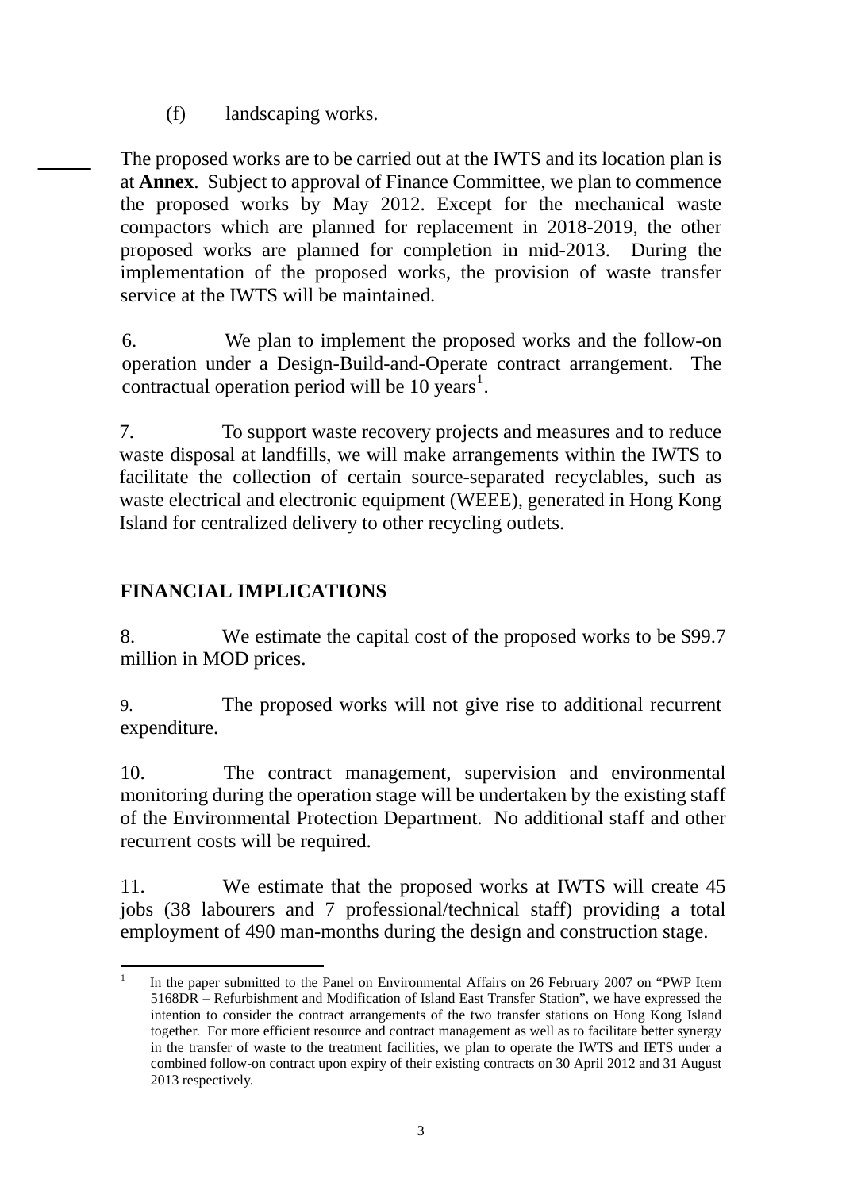(f) landscaping works.

The proposed works are to be carried out at the IWTS and its location plan is at **Annex**. Subject to approval of Finance Committee, we plan to commence the proposed works by May 2012. Except for the mechanical waste compactors which are planned for replacement in 2018-2019, the other proposed works are planned for completion in mid-2013. During the implementation of the proposed works, the provision of waste transfer service at the IWTS will be maintained.

6. We plan to implement the proposed works and the follow-on operation under a Design-Build-and-Operate contract arrangement. The contractual operation period will be 10 years[1].

7. To support waste recovery projects and measures and to reduce waste disposal at landfills, we will make arrangements within the IWTS to facilitate the collection of certain source-separated recyclables, such as waste electrical and electronic equipment (WEEE), generated in Hong Kong Island for centralized delivery to other recycling outlets.

## FINANCIAL IMPLICATIONS

8. We estimate the capital cost of the proposed works to be $99.7 million in MOD prices.

9. The proposed works will not give rise to additional recurrent expenditure.

10. The contract management, supervision and environmental monitoring during the operation stage will be undertaken by the existing staff of the Environmental Protection Department. No additional staff and other recurrent costs will be required.

11. We estimate that the proposed works at IWTS will create 45 jobs (38 labourers and 7 professional/technical staff) providing a total employment of 490 man-months during the design and construction stage.

---

[1] In the paper submitted to the Panel on Environmental Affairs on 26 February 2007 on "PWP Item 5168DR – Refurbishment and Modification of Island East Transfer Station", we have expressed the intention to consider the contract arrangements of the two transfer stations on Hong Kong Island together. For more efficient resource and contract management as well as to facilitate better synergy in the transfer of waste to the treatment facilities, we plan to operate the IWTS and IETS under a combined follow-on contract upon expiry of their existing contracts on 30 April 2012 and 31 August 2013 respectively.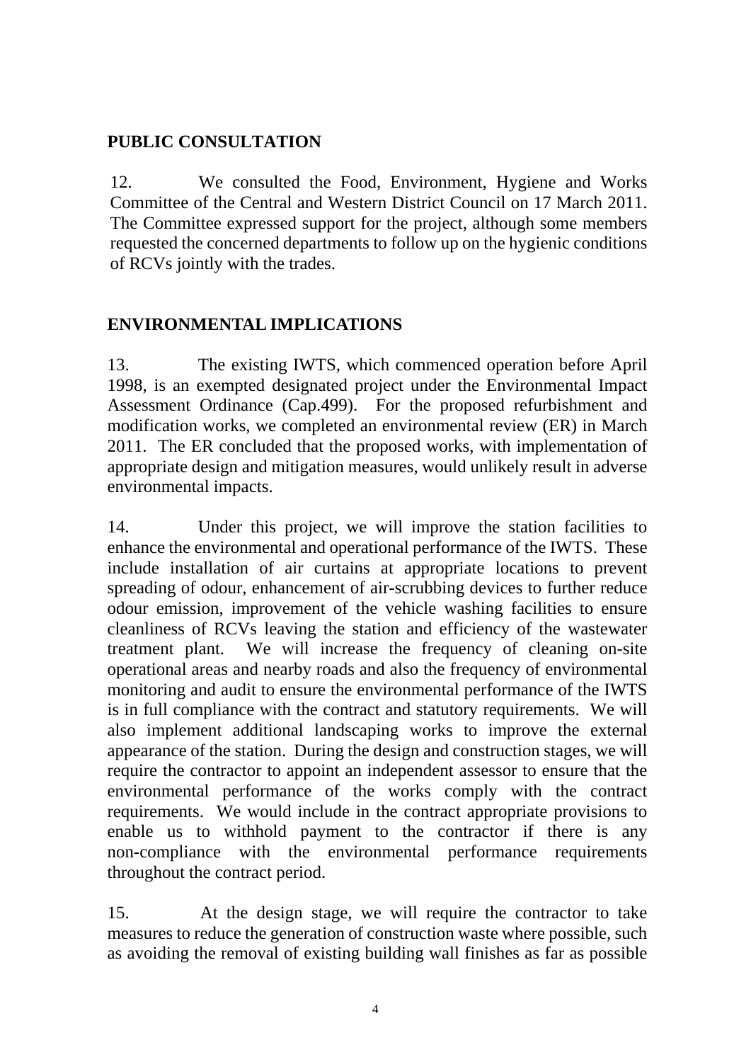## PUBLIC CONSULTATION

12. We consulted the Food, Environment, Hygiene and Works Committee of the Central and Western District Council on 17 March 2011. The Committee expressed support for the project, although some members requested the concerned departments to follow up on the hygienic conditions of RCVs jointly with the trades.

## ENVIRONMENTAL IMPLICATIONS

13. The existing IWTS, which commenced operation before April 1998, is an exempted designated project under the Environmental Impact Assessment Ordinance (Cap.499). For the proposed refurbishment and modification works, we completed an environmental review (ER) in March 2011. The ER concluded that the proposed works, with implementation of appropriate design and mitigation measures, would unlikely result in adverse environmental impacts.

14. Under this project, we will improve the station facilities to enhance the environmental and operational performance of the IWTS. These include installation of air curtains at appropriate locations to prevent spreading of odour, enhancement of air-scrubbing devices to further reduce odour emission, improvement of the vehicle washing facilities to ensure cleanliness of RCVs leaving the station and efficiency of the wastewater treatment plant. We will increase the frequency of cleaning on-site operational areas and nearby roads and also the frequency of environmental monitoring and audit to ensure the environmental performance of the IWTS is in full compliance with the contract and statutory requirements. We will also implement additional landscaping works to improve the external appearance of the station. During the design and construction stages, we will require the contractor to appoint an independent assessor to ensure that the environmental performance of the works comply with the contract requirements. We would include in the contract appropriate provisions to enable us to withhold payment to the contractor if there is any non-compliance with the environmental performance requirements throughout the contract period.

15. At the design stage, we will require the contractor to take measures to reduce the generation of construction waste where possible, such as avoiding the removal of existing building wall finishes as far as possible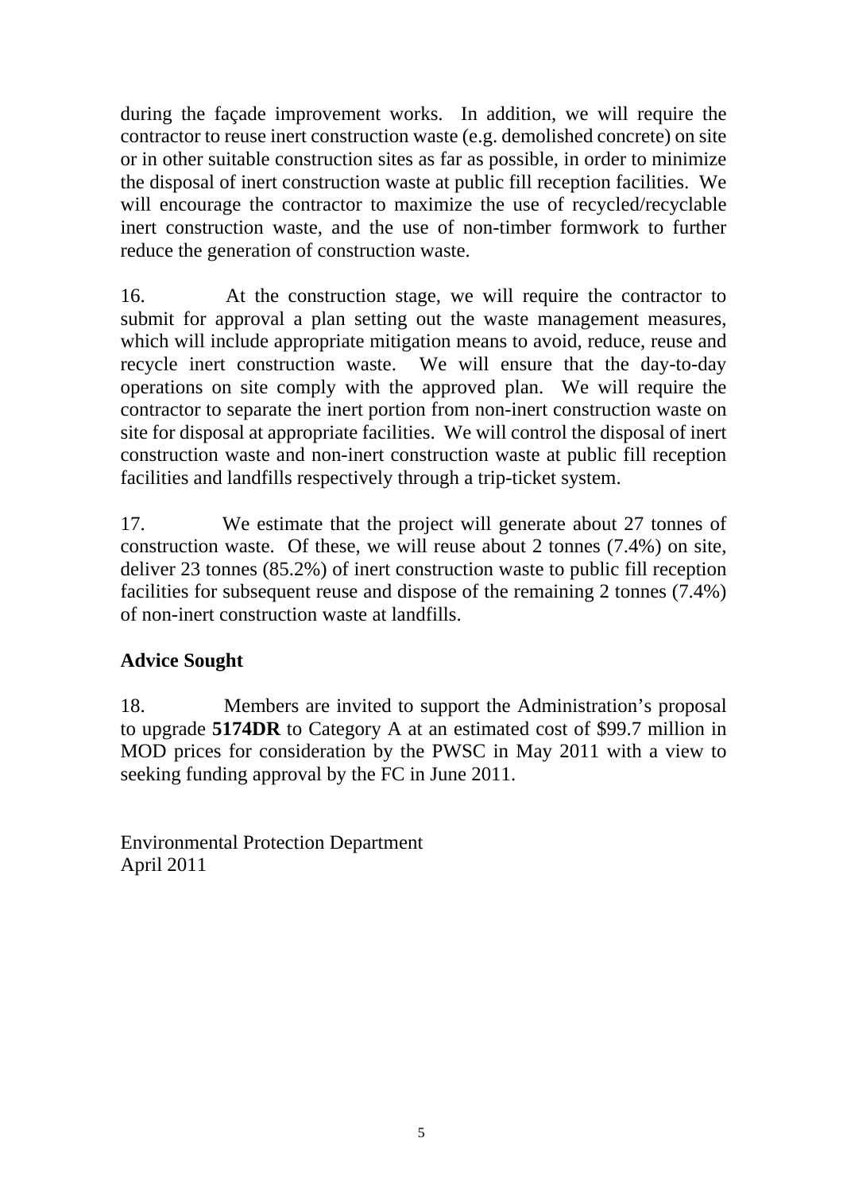during the façade improvement works. In addition, we will require the contractor to reuse inert construction waste (e.g. demolished concrete) on site or in other suitable construction sites as far as possible, in order to minimize the disposal of inert construction waste at public fill reception facilities. We will encourage the contractor to maximize the use of recycled/recyclable inert construction waste, and the use of non-timber formwork to further reduce the generation of construction waste.

16. At the construction stage, we will require the contractor to submit for approval a plan setting out the waste management measures, which will include appropriate mitigation means to avoid, reduce, reuse and recycle inert construction waste. We will ensure that the day-to-day operations on site comply with the approved plan. We will require the contractor to separate the inert portion from non-inert construction waste on site for disposal at appropriate facilities. We will control the disposal of inert construction waste and non-inert construction waste at public fill reception facilities and landfills respectively through a trip-ticket system.

17. We estimate that the project will generate about 27 tonnes of construction waste. Of these, we will reuse about 2 tonnes (7.4%) on site, deliver 23 tonnes (85.2%) of inert construction waste to public fill reception facilities for subsequent reuse and dispose of the remaining 2 tonnes (7.4%) of non-inert construction waste at landfills.

**Advice Sought**

18. Members are invited to support the Administration's proposal to upgrade **5174DR** to Category A at an estimated cost of $99.7 million in MOD prices for consideration by the PWSC in May 2011 with a view to seeking funding approval by the FC in June 2011.

Environmental Protection Department
April 2011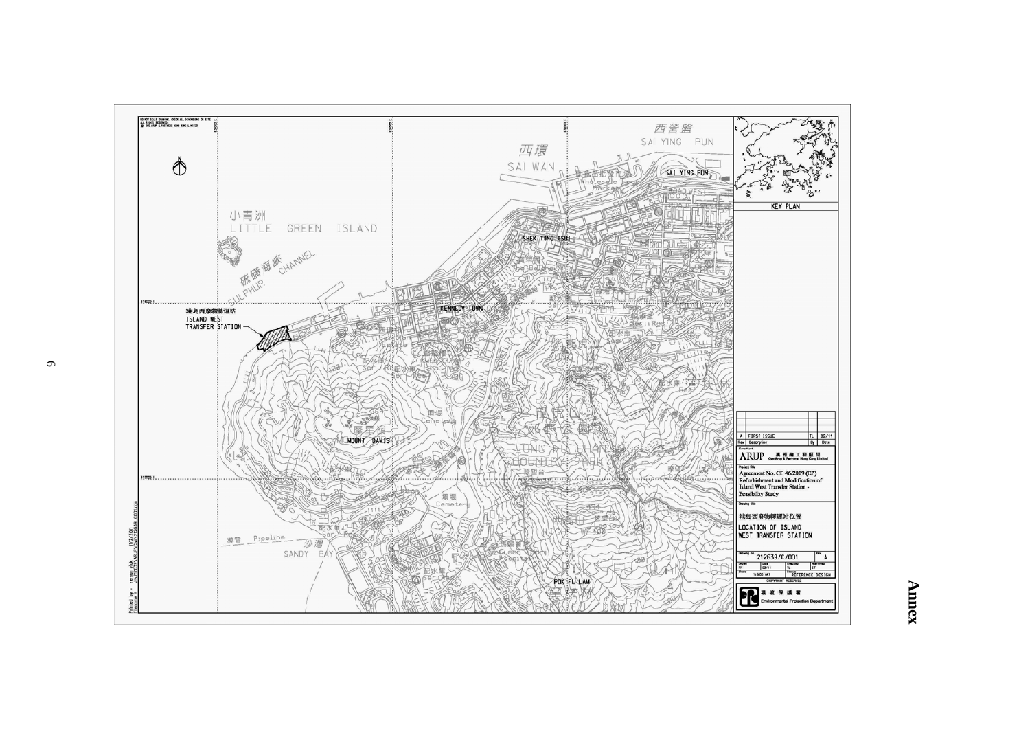Annex

港島西廢物轉運站

ISLAND WEST TRANSFER STATION

KEY PLAN

| Rev | Description | By | Date |
| --- | --- | --- | --- |
| A | FIRST ISSUE | TL | 02/11 |

ARUP 奧雅納工程顧問 Ove Arup & Partners Hong Kong Limited

Agreement No. CE 46/2009 (EP)
Refurbishment and Modification of Island West Transfer Station - Feasibility Study

港島西廢物轉運站位置

LOCATION OF ISLAND WEST TRANSFER STATION

Drawing no. 212639/C/001 Rev. A

環境保護署 Environmental Protection Department